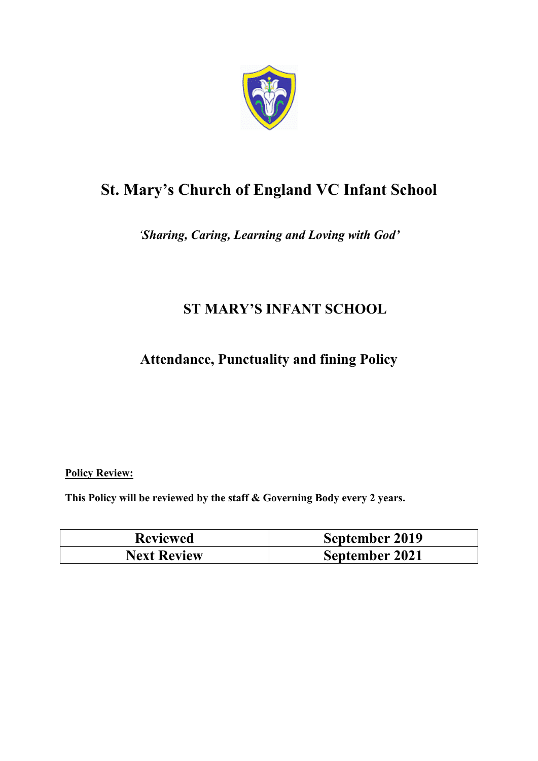# St. Mary's Church of England VC Infant School

*'Sharing, Caring, Learning and Loving with God'*

## ST MARY'S INFANT SCHOOL

## Attendance, Punctuality and fining Policy

**Policy Review:**

**This Policy will be reviewed by the staff & Governing Body every 2 years.**

| Reviewed | September 2019 |
|---|---|
| Next Review | September 2021 |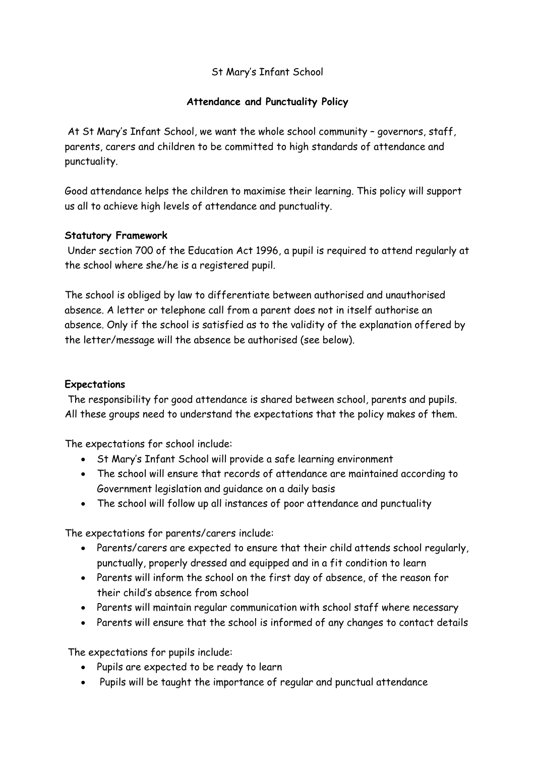St Mary's Infant School

**Attendance and Punctuality Policy**

At St Mary's Infant School, we want the whole school community – governors, staff, parents, carers and children to be committed to high standards of attendance and punctuality.

Good attendance helps the children to maximise their learning. This policy will support us all to achieve high levels of attendance and punctuality.

**Statutory Framework**

Under section 700 of the Education Act 1996, a pupil is required to attend regularly at the school where she/he is a registered pupil.

The school is obliged by law to differentiate between authorised and unauthorised absence. A letter or telephone call from a parent does not in itself authorise an absence. Only if the school is satisfied as to the validity of the explanation offered by the letter/message will the absence be authorised (see below).

**Expectations**

The responsibility for good attendance is shared between school, parents and pupils. All these groups need to understand the expectations that the policy makes of them.

The expectations for school include:

- St Mary's Infant School will provide a safe learning environment
- The school will ensure that records of attendance are maintained according to Government legislation and guidance on a daily basis
- The school will follow up all instances of poor attendance and punctuality

The expectations for parents/carers include:

- Parents/carers are expected to ensure that their child attends school regularly, punctually, properly dressed and equipped and in a fit condition to learn
- Parents will inform the school on the first day of absence, of the reason for their child's absence from school
- Parents will maintain regular communication with school staff where necessary
- Parents will ensure that the school is informed of any changes to contact details

The expectations for pupils include:

- Pupils are expected to be ready to learn
- Pupils will be taught the importance of regular and punctual attendance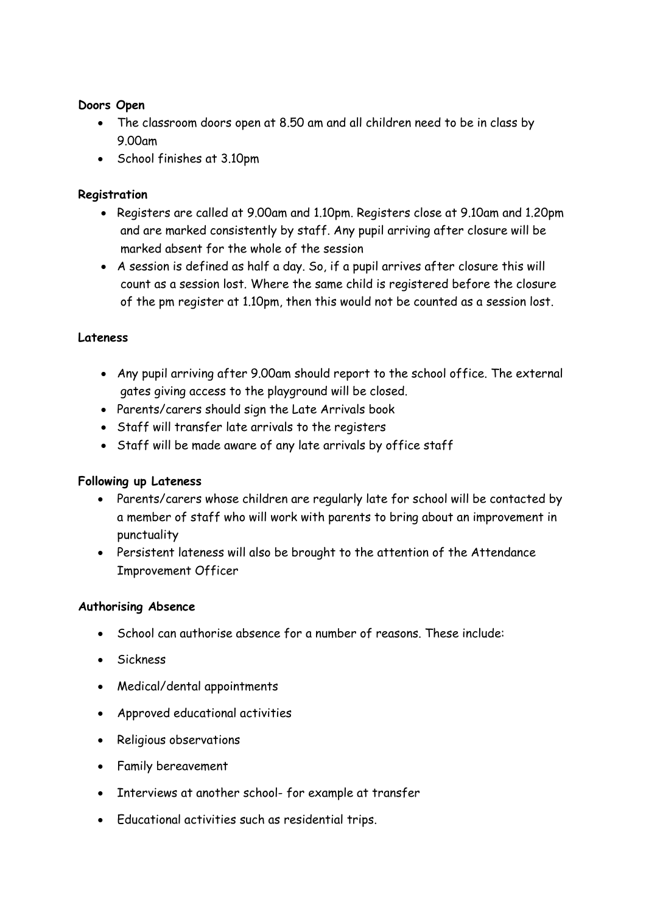**Doors Open**

- The classroom doors open at 8.50 am and all children need to be in class by 9.00am
- School finishes at 3.10pm

**Registration**

- Registers are called at 9.00am and 1.10pm. Registers close at 9.10am and 1.20pm and are marked consistently by staff. Any pupil arriving after closure will be marked absent for the whole of the session
- A session is defined as half a day. So, if a pupil arrives after closure this will count as a session lost. Where the same child is registered before the closure of the pm register at 1.10pm, then this would not be counted as a session lost.

**Lateness**

- Any pupil arriving after 9.00am should report to the school office. The external gates giving access to the playground will be closed.
- Parents/carers should sign the Late Arrivals book
- Staff will transfer late arrivals to the registers
- Staff will be made aware of any late arrivals by office staff

**Following up Lateness**

- Parents/carers whose children are regularly late for school will be contacted by a member of staff who will work with parents to bring about an improvement in punctuality
- Persistent lateness will also be brought to the attention of the Attendance Improvement Officer

**Authorising Absence**

- School can authorise absence for a number of reasons. These include:
- Sickness
- Medical/dental appointments
- Approved educational activities
- Religious observations
- Family bereavement
- Interviews at another school- for example at transfer
- Educational activities such as residential trips.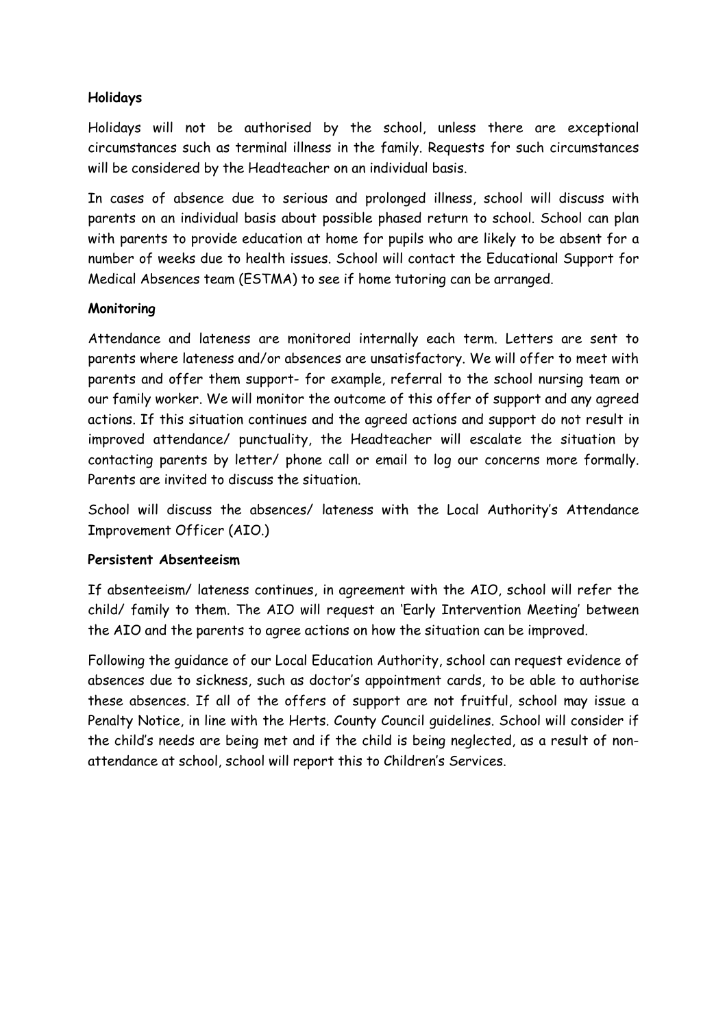**Holidays**

Holidays will not be authorised by the school, unless there are exceptional circumstances such as terminal illness in the family. Requests for such circumstances will be considered by the Headteacher on an individual basis.

In cases of absence due to serious and prolonged illness, school will discuss with parents on an individual basis about possible phased return to school. School can plan with parents to provide education at home for pupils who are likely to be absent for a number of weeks due to health issues. School will contact the Educational Support for Medical Absences team (ESTMA) to see if home tutoring can be arranged.

**Monitoring**

Attendance and lateness are monitored internally each term. Letters are sent to parents where lateness and/or absences are unsatisfactory. We will offer to meet with parents and offer them support- for example, referral to the school nursing team or our family worker. We will monitor the outcome of this offer of support and any agreed actions. If this situation continues and the agreed actions and support do not result in improved attendance/ punctuality, the Headteacher will escalate the situation by contacting parents by letter/ phone call or email to log our concerns more formally. Parents are invited to discuss the situation.

School will discuss the absences/ lateness with the Local Authority's Attendance Improvement Officer (AIO.)

**Persistent Absenteeism**

If absenteeism/ lateness continues, in agreement with the AIO, school will refer the child/ family to them. The AIO will request an 'Early Intervention Meeting' between the AIO and the parents to agree actions on how the situation can be improved.

Following the guidance of our Local Education Authority, school can request evidence of absences due to sickness, such as doctor's appointment cards, to be able to authorise these absences. If all of the offers of support are not fruitful, school may issue a Penalty Notice, in line with the Herts. County Council guidelines. School will consider if the child's needs are being met and if the child is being neglected, as a result of non-attendance at school, school will report this to Children's Services.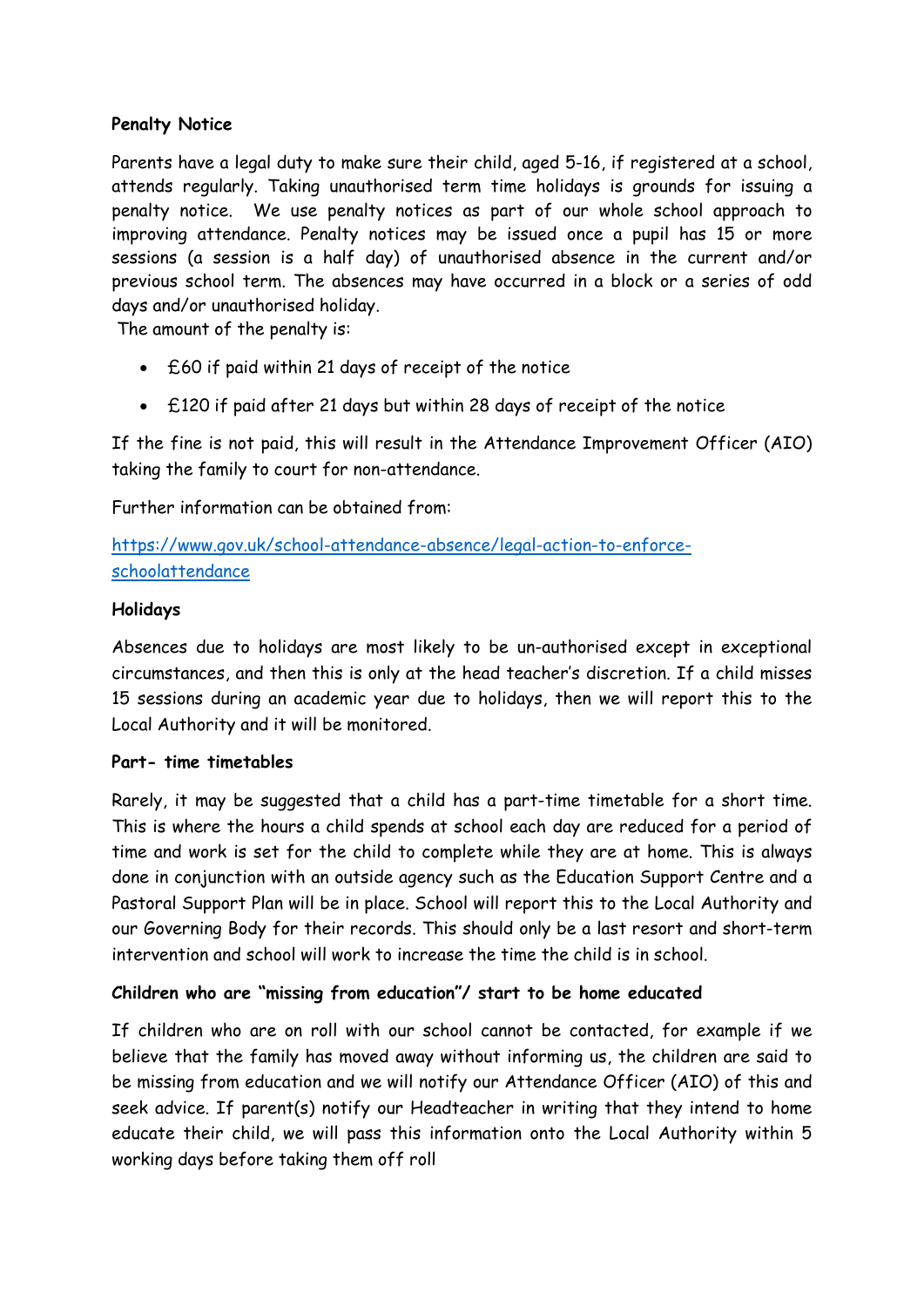**Penalty Notice**

Parents have a legal duty to make sure their child, aged 5-16, if registered at a school, attends regularly. Taking unauthorised term time holidays is grounds for issuing a penalty notice. We use penalty notices as part of our whole school approach to improving attendance. Penalty notices may be issued once a pupil has 15 or more sessions (a session is a half day) of unauthorised absence in the current and/or previous school term. The absences may have occurred in a block or a series of odd days and/or unauthorised holiday.

The amount of the penalty is:

- £60 if paid within 21 days of receipt of the notice
- £120 if paid after 21 days but within 28 days of receipt of the notice

If the fine is not paid, this will result in the Attendance Improvement Officer (AIO) taking the family to court for non-attendance.

Further information can be obtained from:

[https://www.gov.uk/school-attendance-absence/legal-action-to-enforce-schoolattendance](https://www.gov.uk/school-attendance-absence/legal-action-to-enforce-schoolattendance)

**Holidays**

Absences due to holidays are most likely to be un-authorised except in exceptional circumstances, and then this is only at the head teacher's discretion. If a child misses 15 sessions during an academic year due to holidays, then we will report this to the Local Authority and it will be monitored.

**Part- time timetables**

Rarely, it may be suggested that a child has a part-time timetable for a short time. This is where the hours a child spends at school each day are reduced for a period of time and work is set for the child to complete while they are at home. This is always done in conjunction with an outside agency such as the Education Support Centre and a Pastoral Support Plan will be in place. School will report this to the Local Authority and our Governing Body for their records. This should only be a last resort and short-term intervention and school will work to increase the time the child is in school.

**Children who are "missing from education"/ start to be home educated**

If children who are on roll with our school cannot be contacted, for example if we believe that the family has moved away without informing us, the children are said to be missing from education and we will notify our Attendance Officer (AIO) of this and seek advice. If parent(s) notify our Headteacher in writing that they intend to home educate their child, we will pass this information onto the Local Authority within 5 working days before taking them off roll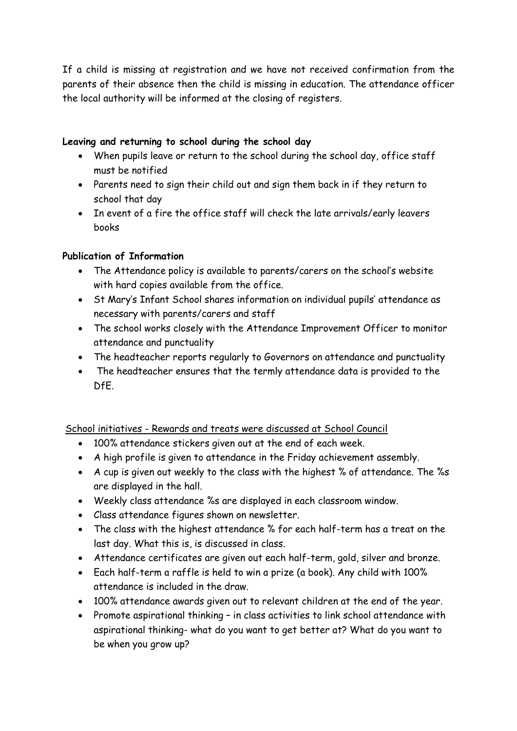If a child is missing at registration and we have not received confirmation from the parents of their absence then the child is missing in education. The attendance officer the local authority will be informed at the closing of registers.

**Leaving and returning to school during the school day**

- When pupils leave or return to the school during the school day, office staff must be notified
- Parents need to sign their child out and sign them back in if they return to school that day
- In event of a fire the office staff will check the late arrivals/early leavers books

**Publication of Information**

- The Attendance policy is available to parents/carers on the school's website with hard copies available from the office.
- St Mary's Infant School shares information on individual pupils' attendance as necessary with parents/carers and staff
- The school works closely with the Attendance Improvement Officer to monitor attendance and punctuality
- The headteacher reports regularly to Governors on attendance and punctuality
- The headteacher ensures that the termly attendance data is provided to the DfE.

<u>School initiatives - Rewards and treats were discussed at School Council</u>

- 100% attendance stickers given out at the end of each week.
- A high profile is given to attendance in the Friday achievement assembly.
- A cup is given out weekly to the class with the highest % of attendance. The %s are displayed in the hall.
- Weekly class attendance %s are displayed in each classroom window.
- Class attendance figures shown on newsletter.
- The class with the highest attendance % for each half-term has a treat on the last day. What this is, is discussed in class.
- Attendance certificates are given out each half-term, gold, silver and bronze.
- Each half-term a raffle is held to win a prize (a book). Any child with 100% attendance is included in the draw.
- 100% attendance awards given out to relevant children at the end of the year.
- Promote aspirational thinking – in class activities to link school attendance with aspirational thinking- what do you want to get better at? What do you want to be when you grow up?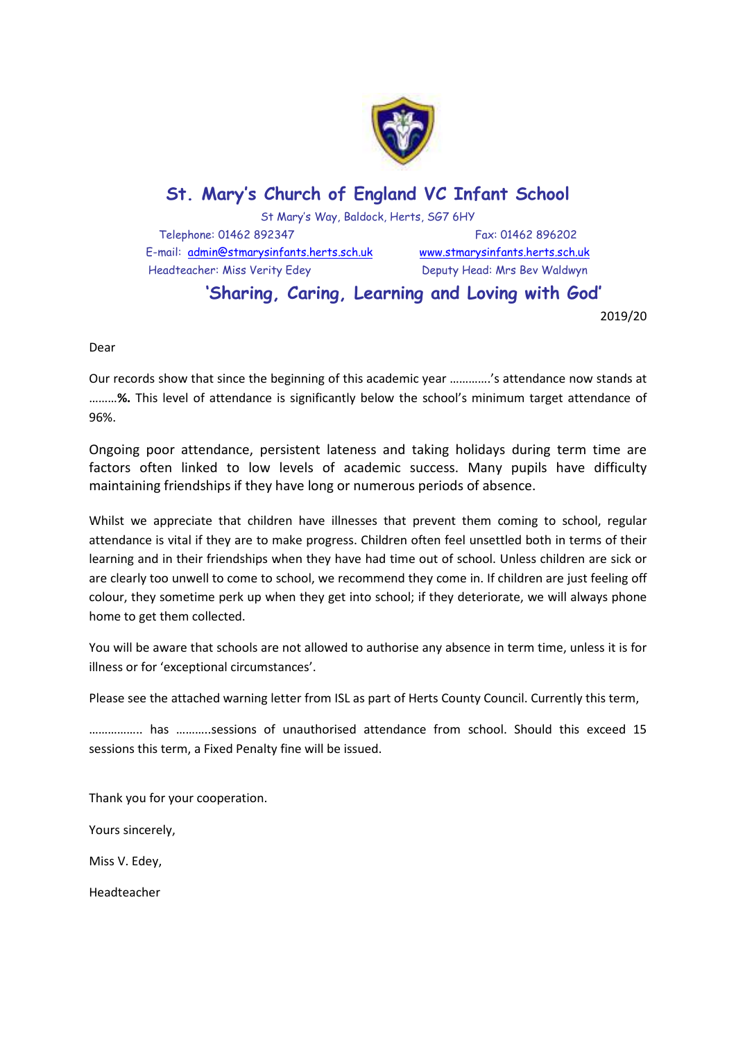# St. Mary's Church of England VC Infant School

St Mary's Way, Baldock, Herts, SG7 6HY

Telephone: 01462 892347 Fax: 01462 896202

E-mail: admin@stmarysinfants.herts.sch.uk www.stmarysinfants.herts.sch.uk

Headteacher: Miss Verity Edey Deputy Head: Mrs Bev Waldwyn

## 'Sharing, Caring, Learning and Loving with God'

2019/20

Dear

Our records show that since the beginning of this academic year …………'s attendance now stands at ………**%.** This level of attendance is significantly below the school's minimum target attendance of 96%.

Ongoing poor attendance, persistent lateness and taking holidays during term time are factors often linked to low levels of academic success. Many pupils have difficulty maintaining friendships if they have long or numerous periods of absence.

Whilst we appreciate that children have illnesses that prevent them coming to school, regular attendance is vital if they are to make progress. Children often feel unsettled both in terms of their learning and in their friendships when they have had time out of school. Unless children are sick or are clearly too unwell to come to school, we recommend they come in. If children are just feeling off colour, they sometime perk up when they get into school; if they deteriorate, we will always phone home to get them collected.

You will be aware that schools are not allowed to authorise any absence in term time, unless it is for illness or for 'exceptional circumstances'.

Please see the attached warning letter from ISL as part of Herts County Council. Currently this term,

…………….. has ………..sessions of unauthorised attendance from school. Should this exceed 15 sessions this term, a Fixed Penalty fine will be issued.

Thank you for your cooperation.

Yours sincerely,

Miss V. Edey,

Headteacher